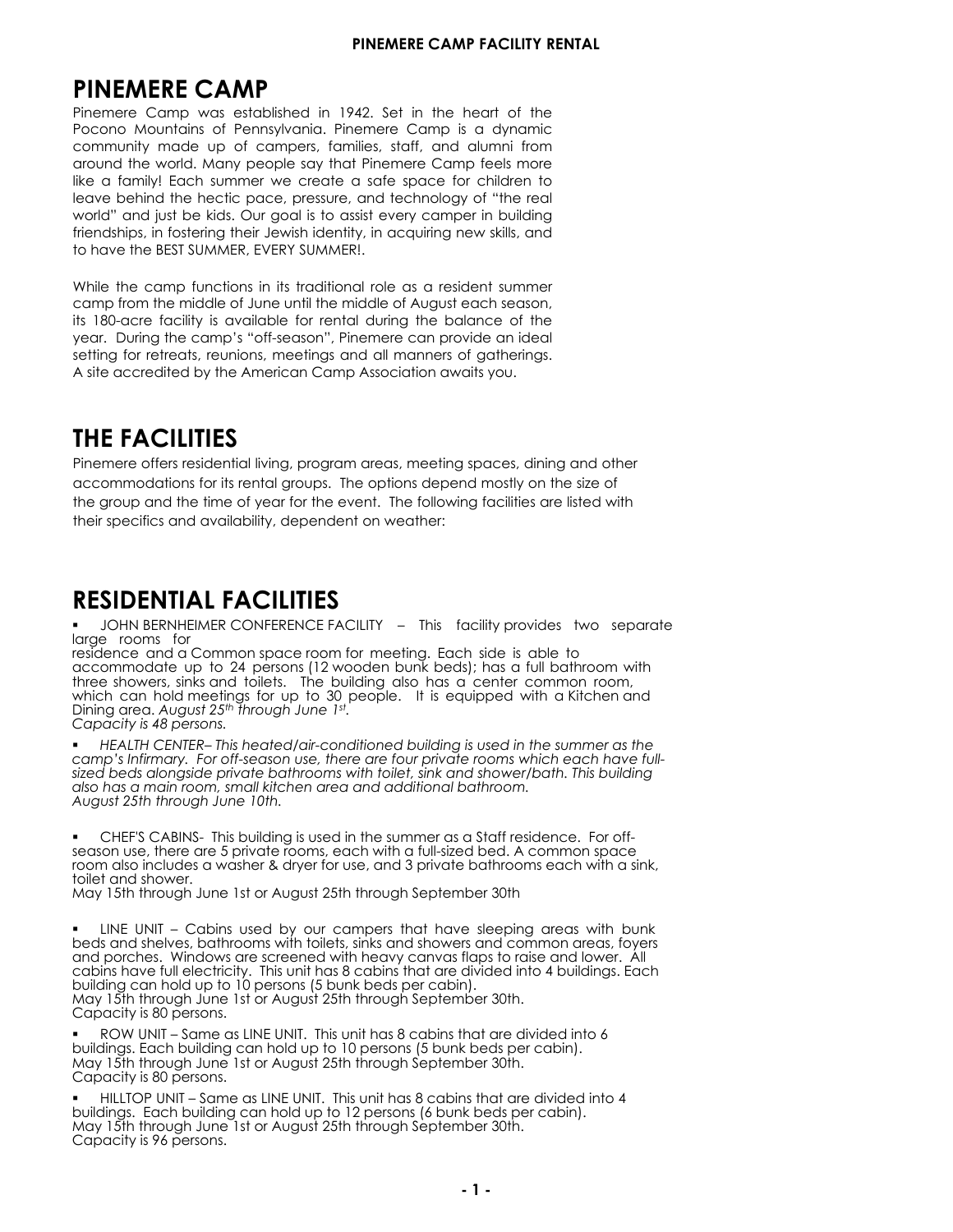# PINEMERE CAMP

Pinemere Camp was established in 1942. Set in the heart of the Pocono Mountains of Pennsylvania. Pinemere Camp is a dynamic community made up of campers, families, staff, and alumni from around the world. Many people say that Pinemere Camp feels more like a family! Each summer we create a safe space for children to leave behind the hectic pace, pressure, and technology of "the real world" and just be kids. Our goal is to assist every camper in building friendships, in fostering their Jewish identity, in acquiring new skills, and to have the BEST SUMMER, EVERY SUMMER!.

While the camp functions in its traditional role as a resident summer camp from the middle of June until the middle of August each season, its 180-acre facility is available for rental during the balance of the year. During the camp's "off-season", Pinemere can provide an ideal setting for retreats, reunions, meetings and all manners of gatherings. A site accredited by the American Camp Association awaits you.

# THE FACILITIES

Pinemere offers residential living, program areas, meeting spaces, dining and other accommodations for its rental groups. The options depend mostly on the size of the group and the time of year for the event. The following facilities are listed with their specifics and availability, dependent on weather:

# RESIDENTIAL FACILITIES

- JOHN BERNHEIMER CONFERENCE FACILITY – This facility provides two separate large rooms for residence and a Common space room for meeting. Each side is able to accommodate up to 24 persons (12 wooden bunk beds); has a full bathroom with three showers, sinks and toilets. The building also has a center common room, which can hold meetings for up to 30 people. It is equipped with a Kitchen and Dining area. *August 25th through June 1st.*
  *Capacity is 48 persons.*

- *HEALTH CENTER– This heated/air-conditioned building is used in the summer as the camp's Infirmary. For off-season use, there are four private rooms which each have full-sized beds alongside private bathrooms with toilet, sink and shower/bath. This building also has a main room, small kitchen area and additional bathroom.*
  *August 25th through June 10th.*

- CHEF'S CABINS- This building is used in the summer as a Staff residence. For off-season use, there are 5 private rooms, each with a full-sized bed. A common space room also includes a washer & dryer for use, and 3 private bathrooms each with a sink, toilet and shower.
  May 15th through June 1st or August 25th through September 30th

- LINE UNIT – Cabins used by our campers that have sleeping areas with bunk beds and shelves, bathrooms with toilets, sinks and showers and common areas, foyers and porches. Windows are screened with heavy canvas flaps to raise and lower. All cabins have full electricity. This unit has 8 cabins that are divided into 4 buildings. Each building can hold up to 10 persons (5 bunk beds per cabin).
  May 15th through June 1st or August 25th through September 30th.
  Capacity is 80 persons.

- ROW UNIT – Same as LINE UNIT. This unit has 8 cabins that are divided into 6 buildings. Each building can hold up to 10 persons (5 bunk beds per cabin).
  May 15th through June 1st or August 25th through September 30th.
  Capacity is 80 persons.

- HILLTOP UNIT – Same as LINE UNIT. This unit has 8 cabins that are divided into 4 buildings. Each building can hold up to 12 persons (6 bunk beds per cabin).
  May 15th through June 1st or August 25th through September 30th.
  Capacity is 96 persons.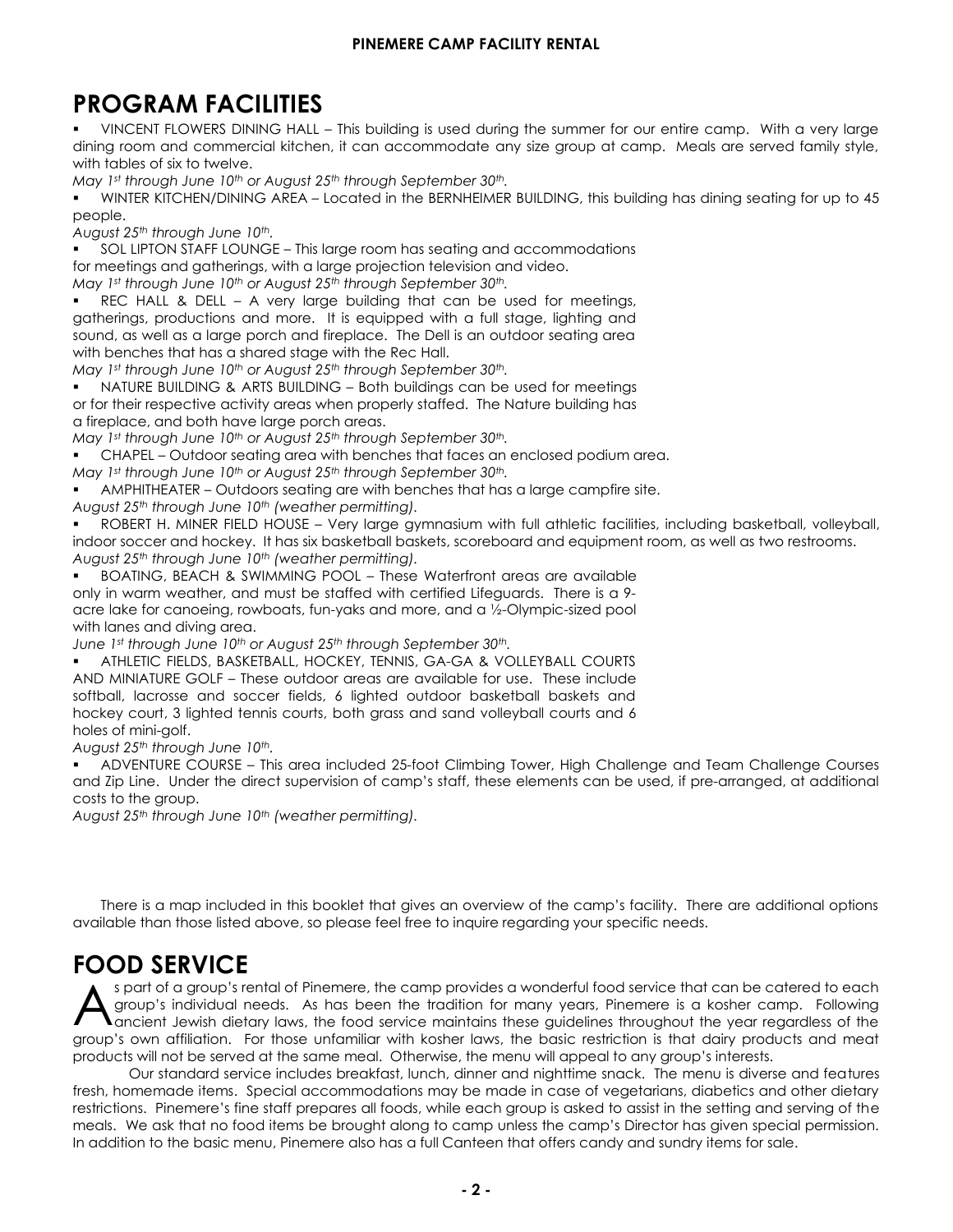## PROGRAM FACILITIES

- VINCENT FLOWERS DINING HALL – This building is used during the summer for our entire camp. With a very large dining room and commercial kitchen, it can accommodate any size group at camp. Meals are served family style, with tables of six to twelve.

*May 1st through June 10th or August 25th through September 30th.*

- WINTER KITCHEN/DINING AREA – Located in the BERNHEIMER BUILDING, this building has dining seating for up to 45 people.

*August 25th through June 10th.*

- SOL LIPTON STAFF LOUNGE – This large room has seating and accommodations for meetings and gatherings, with a large projection television and video.

*May 1st through June 10th or August 25th through September 30th.*

- REC HALL & DELL – A very large building that can be used for meetings, gatherings, productions and more. It is equipped with a full stage, lighting and sound, as well as a large porch and fireplace. The Dell is an outdoor seating area with benches that has a shared stage with the Rec Hall.

*May 1st through June 10th or August 25th through September 30th.*

- NATURE BUILDING & ARTS BUILDING – Both buildings can be used for meetings or for their respective activity areas when properly staffed. The Nature building has a fireplace, and both have large porch areas.

*May 1st through June 10th or August 25th through September 30th.*

- CHAPEL – Outdoor seating area with benches that faces an enclosed podium area.

*May 1st through June 10th or August 25th through September 30th.*

- AMPHITHEATER – Outdoors seating are with benches that has a large campfire site.

*August 25th through June 10th (weather permitting).*

- ROBERT H. MINER FIELD HOUSE – Very large gymnasium with full athletic facilities, including basketball, volleyball, indoor soccer and hockey. It has six basketball baskets, scoreboard and equipment room, as well as two restrooms.

*August 25th through June 10th (weather permitting).*

- BOATING, BEACH & SWIMMING POOL – These Waterfront areas are available only in warm weather, and must be staffed with certified Lifeguards. There is a 9-acre lake for canoeing, rowboats, fun-yaks and more, and a ½-Olympic-sized pool with lanes and diving area.

*June 1st through June 10th or August 25th through September 30th.*

- ATHLETIC FIELDS, BASKETBALL, HOCKEY, TENNIS, GA-GA & VOLLEYBALL COURTS AND MINIATURE GOLF – These outdoor areas are available for use. These include softball, lacrosse and soccer fields, 6 lighted outdoor basketball baskets and hockey court, 3 lighted tennis courts, both grass and sand volleyball courts and 6 holes of mini-golf.

*August 25th through June 10th.*

- ADVENTURE COURSE – This area included 25-foot Climbing Tower, High Challenge and Team Challenge Courses and Zip Line. Under the direct supervision of camp's staff, these elements can be used, if pre-arranged, at additional costs to the group.

*August 25th through June 10th (weather permitting).*

There is a map included in this booklet that gives an overview of the camp's facility. There are additional options available than those listed above, so please feel free to inquire regarding your specific needs.

## FOOD SERVICE

As part of a group's rental of Pinemere, the camp provides a wonderful food service that can be catered to each group's individual needs. As has been the tradition for many years, Pinemere is a kosher camp. Following ancient Jewish dietary laws, the food service maintains these guidelines throughout the year regardless of the group's own affiliation. For those unfamiliar with kosher laws, the basic restriction is that dairy products and meat products will not be served at the same meal. Otherwise, the menu will appeal to any group's interests.

Our standard service includes breakfast, lunch, dinner and nighttime snack. The menu is diverse and features fresh, homemade items. Special accommodations may be made in case of vegetarians, diabetics and other dietary restrictions. Pinemere's fine staff prepares all foods, while each group is asked to assist in the setting and serving of the meals. We ask that no food items be brought along to camp unless the camp's Director has given special permission. In addition to the basic menu, Pinemere also has a full Canteen that offers candy and sundry items for sale.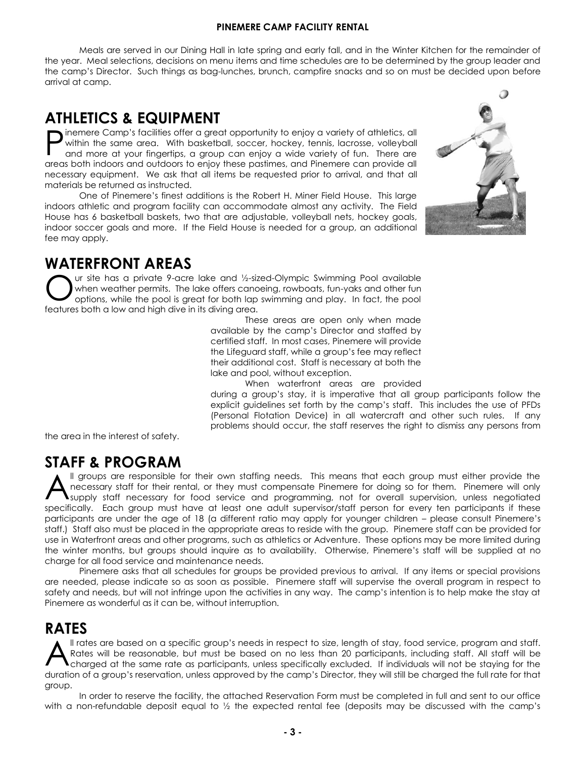Meals are served in our Dining Hall in late spring and early fall, and in the Winter Kitchen for the remainder of the year. Meal selections, decisions on menu items and time schedules are to be determined by the group leader and the camp's Director. Such things as bag-lunches, brunch, campfire snacks and so on must be decided upon before arrival at camp.

## ATHLETICS & EQUIPMENT

Pinemere Camp's facilities offer a great opportunity to enjoy a variety of athletics, all within the same area. With basketball, soccer, hockey, tennis, lacrosse, volleyball and more at your fingertips, a group can enjoy a wide variety of fun. There are areas both indoors and outdoors to enjoy these pastimes, and Pinemere can provide all necessary equipment. We ask that all items be requested prior to arrival, and that all materials be returned as instructed.

One of Pinemere's finest additions is the Robert H. Miner Field House. This large indoors athletic and program facility can accommodate almost any activity. The Field House has 6 basketball baskets, two that are adjustable, volleyball nets, hockey goals, indoor soccer goals and more. If the Field House is needed for a group, an additional fee may apply.

## WATERFRONT AREAS

Our site has a private 9-acre lake and ½-sized-Olympic Swimming Pool available when weather permits. The lake offers canoeing, rowboats, fun-yaks and other fun options, while the pool is great for both lap swimming and play. In fact, the pool features both a low and high dive in its diving area.

These areas are open only when made available by the camp's Director and staffed by certified staff. In most cases, Pinemere will provide the Lifeguard staff, while a group's fee may reflect their additional cost. Staff is necessary at both the lake and pool, without exception.

When waterfront areas are provided during a group's stay, it is imperative that all group participants follow the explicit guidelines set forth by the camp's staff. This includes the use of PFDs (Personal Flotation Device) in all watercraft and other such rules. If any problems should occur, the staff reserves the right to dismiss any persons from the area in the interest of safety.

## STAFF & PROGRAM

All groups are responsible for their own staffing needs. This means that each group must either provide the necessary staff for their rental, or they must compensate Pinemere for doing so for them. Pinemere will only supply staff necessary for food service and programming, not for overall supervision, unless negotiated specifically. Each group must have at least one adult supervisor/staff person for every ten participants if these participants are under the age of 18 (a different ratio may apply for younger children – please consult Pinemere's staff.) Staff also must be placed in the appropriate areas to reside with the group. Pinemere staff can be provided for use in Waterfront areas and other programs, such as athletics or Adventure. These options may be more limited during the winter months, but groups should inquire as to availability. Otherwise, Pinemere's staff will be supplied at no charge for all food service and maintenance needs.

Pinemere asks that all schedules for groups be provided previous to arrival. If any items or special provisions are needed, please indicate so as soon as possible. Pinemere staff will supervise the overall program in respect to safety and needs, but will not infringe upon the activities in any way. The camp's intention is to help make the stay at Pinemere as wonderful as it can be, without interruption.

## RATES

All rates are based on a specific group's needs in respect to size, length of stay, food service, program and staff. Rates will be reasonable, but must be based on no less than 20 participants, including staff. All staff will be charged at the same rate as participants, unless specifically excluded. If individuals will not be staying for the duration of a group's reservation, unless approved by the camp's Director, they will still be charged the full rate for that group.

In order to reserve the facility, the attached Reservation Form must be completed in full and sent to our office with a non-refundable deposit equal to ½ the expected rental fee (deposits may be discussed with the camp's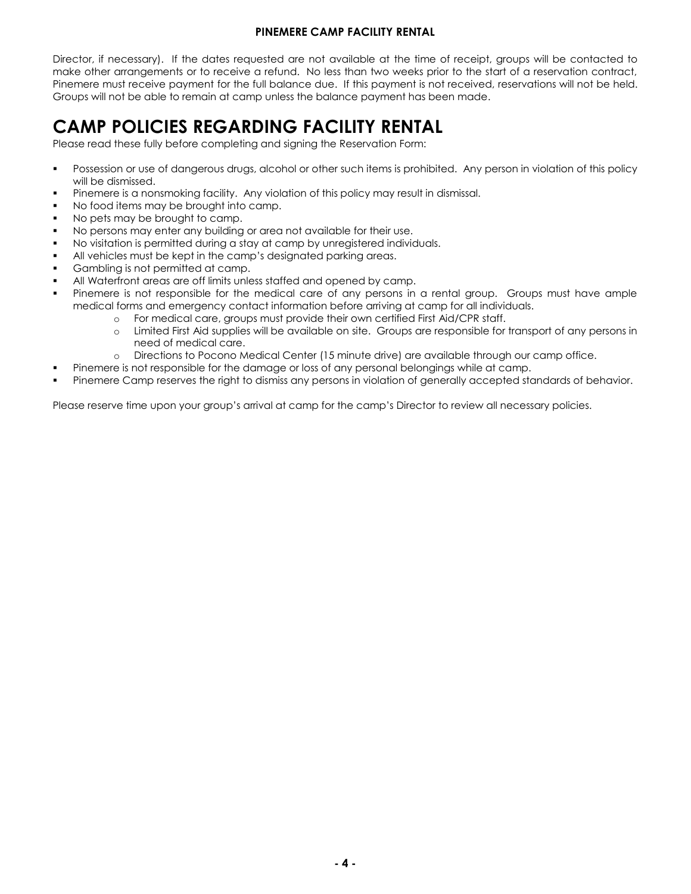Director, if necessary). If the dates requested are not available at the time of receipt, groups will be contacted to make other arrangements or to receive a refund. No less than two weeks prior to the start of a reservation contract, Pinemere must receive payment for the full balance due. If this payment is not received, reservations will not be held. Groups will not be able to remain at camp unless the balance payment has been made.

# CAMP POLICIES REGARDING FACILITY RENTAL

Please read these fully before completing and signing the Reservation Form:

- Possession or use of dangerous drugs, alcohol or other such items is prohibited. Any person in violation of this policy will be dismissed.
- Pinemere is a nonsmoking facility. Any violation of this policy may result in dismissal.
- No food items may be brought into camp.
- No pets may be brought to camp.
- No persons may enter any building or area not available for their use.
- No visitation is permitted during a stay at camp by unregistered individuals.
- All vehicles must be kept in the camp's designated parking areas.
- Gambling is not permitted at camp.
- All Waterfront areas are off limits unless staffed and opened by camp.
- Pinemere is not responsible for the medical care of any persons in a rental group. Groups must have ample medical forms and emergency contact information before arriving at camp for all individuals.
    - For medical care, groups must provide their own certified First Aid/CPR staff.
    - Limited First Aid supplies will be available on site. Groups are responsible for transport of any persons in need of medical care.
    - Directions to Pocono Medical Center (15 minute drive) are available through our camp office.
- Pinemere is not responsible for the damage or loss of any personal belongings while at camp.
- Pinemere Camp reserves the right to dismiss any persons in violation of generally accepted standards of behavior.

Please reserve time upon your group's arrival at camp for the camp's Director to review all necessary policies.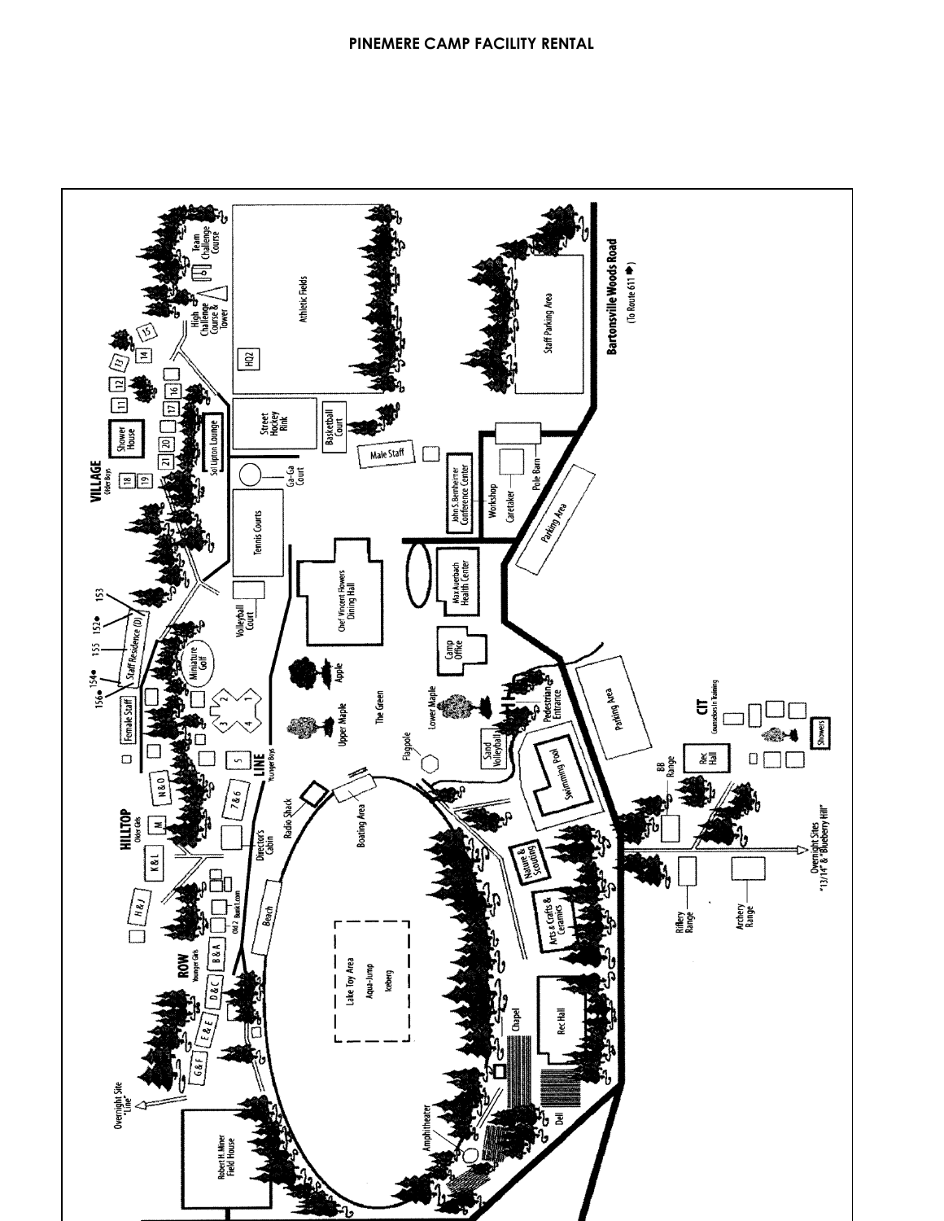VILLAGE
Older Boys

Shower House

Sol Lipton Lounge

11 12 13 14 15 16 17 18 19 20 21

High Challenge Course & Tower

Team Challenge Course

Athletic Fields

HQ2

Street Hockey Rink

Basketball Court

Ga-Ga Court

Tennis Courts

Volleyball Court

Male Staff

John S. Bernheimer Conference Center

Workshop

Caretaker

Pole Barn

Staff Parking Area

Bartonsville Woods Road
(To Route 611 ➡)

Parking Area

Chef Vincent Flowers Dining Hall

Max Auerbach Health Center

Camp Office

153 152● 155 154● 156●

Staff Residence (D)

Miniature Golf

Female Staff

1 2 3 4 5

LINE
Younger Boys

7 & 6

Apple

Upper Maple

The Green

Lower Maple

Flagpole

Pedestrian Entrance

Sand Volleyball

Swimming Pool

Parking Area

CIT
Counselors in Training

Showers

Rec Hall

BB Range

HILLTOP
Older Girls

N & O

M

K & L

H & J

Director's Cabin

Radio Shack

Boating Area

Old 2 Bunk Room

ROW
Younger Girls

B & A

D & C

E & E

G & F

Beach

Lake Toy Area
Aqua-Jump
Iceberg

Nature & Scouting

Arts & Crafts & Ceramics

Riflery Range

Archery Range

Overnight Sites "13/14" & "Blueberry Hill"

Overnight Site "Line"

Robert H. Miner Field House

Chapel

Rec Hall

Amphitheater

Dell